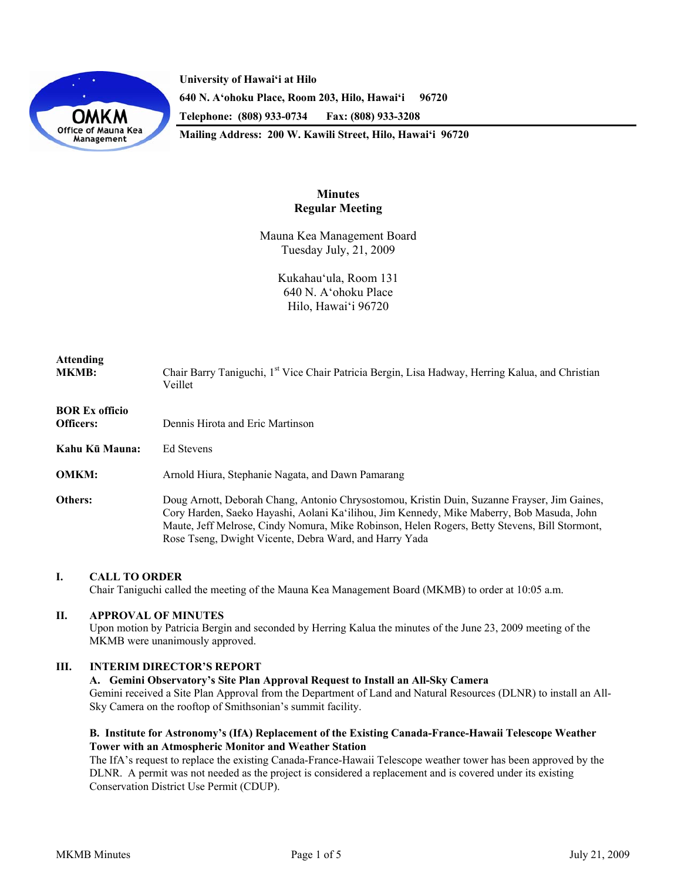University of Hawai'i at Hilo
640 N. A'ohoku Place, Room 203, Hilo, Hawai'i 96720
Telephone: (808) 933-0734 Fax: (808) 933-3208
Mailing Address: 200 W. Kawili Street, Hilo, Hawai'i 96720

# Minutes
## Regular Meeting

Mauna Kea Management Board
Tuesday July, 21, 2009

Kukahau'ula, Room 131
640 N. A'ohoku Place
Hilo, Hawai'i 96720

**Attending MKMB:** Chair Barry Taniguchi, 1st Vice Chair Patricia Bergin, Lisa Hadway, Herring Kalua, and Christian Veillet

**BOR Ex officio Officers:** Dennis Hirota and Eric Martinson

**Kahu Kū Mauna:** Ed Stevens

**OMKM:** Arnold Hiura, Stephanie Nagata, and Dawn Pamarang

**Others:** Doug Arnott, Deborah Chang, Antonio Chrysostomou, Kristin Duin, Suzanne Frayser, Jim Gaines, Cory Harden, Saeko Hayashi, Aolani Ka'ilihou, Jim Kennedy, Mike Maberry, Bob Masuda, John Maute, Jeff Melrose, Cindy Nomura, Mike Robinson, Helen Rogers, Betty Stevens, Bill Stormont, Rose Tseng, Dwight Vicente, Debra Ward, and Harry Yada

## I. CALL TO ORDER

Chair Taniguchi called the meeting of the Mauna Kea Management Board (MKMB) to order at 10:05 a.m.

## II. APPROVAL OF MINUTES

Upon motion by Patricia Bergin and seconded by Herring Kalua the minutes of the June 23, 2009 meeting of the MKMB were unanimously approved.

## III. INTERIM DIRECTOR'S REPORT

### A. Gemini Observatory's Site Plan Approval Request to Install an All-Sky Camera

Gemini received a Site Plan Approval from the Department of Land and Natural Resources (DLNR) to install an All-Sky Camera on the rooftop of Smithsonian's summit facility.

### B. Institute for Astronomy's (IfA) Replacement of the Existing Canada-France-Hawaii Telescope Weather Tower with an Atmospheric Monitor and Weather Station

The IfA's request to replace the existing Canada-France-Hawaii Telescope weather tower has been approved by the DLNR. A permit was not needed as the project is considered a replacement and is covered under its existing Conservation District Use Permit (CDUP).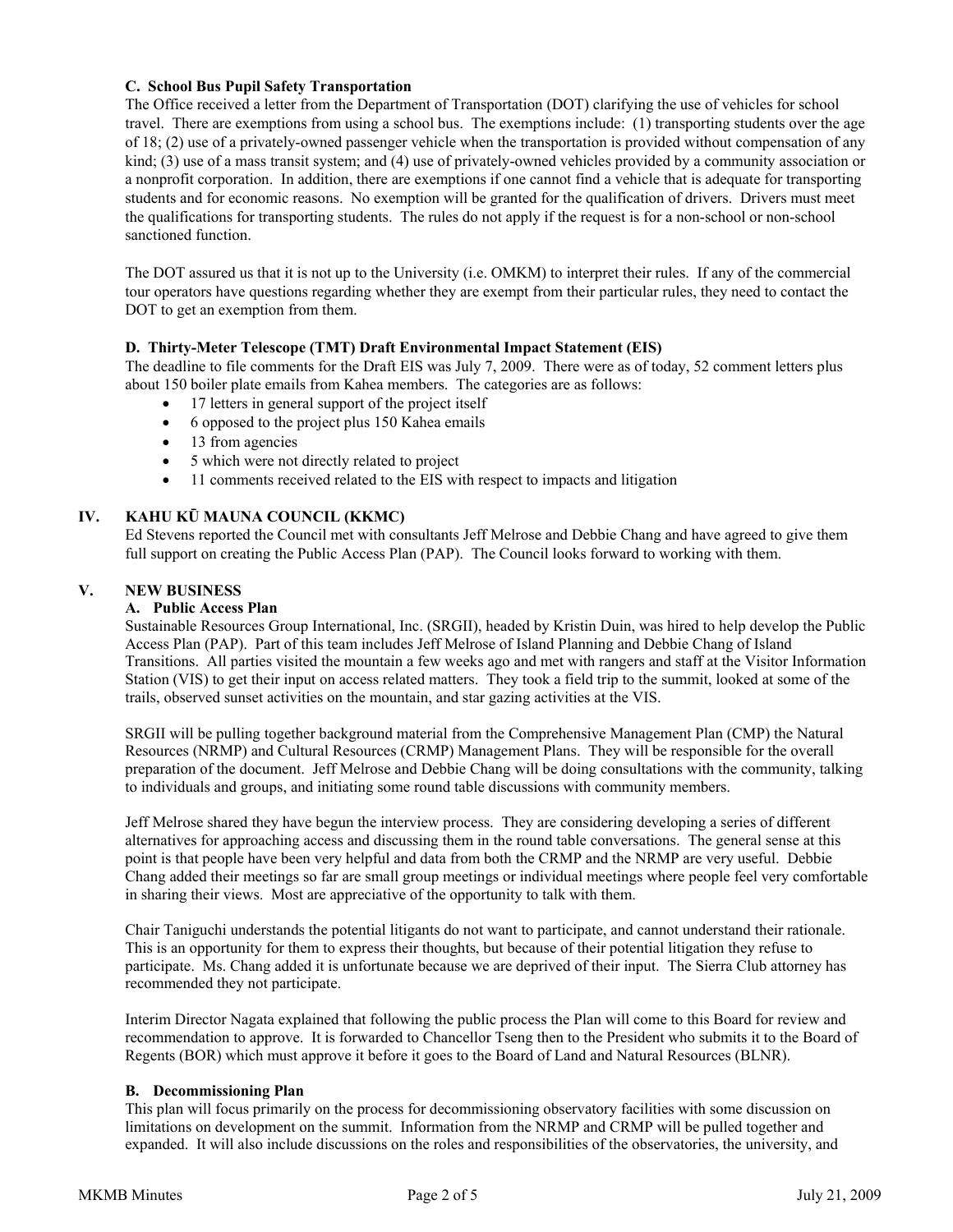#### C. School Bus Pupil Safety Transportation

The Office received a letter from the Department of Transportation (DOT) clarifying the use of vehicles for school travel. There are exemptions from using a school bus. The exemptions include: (1) transporting students over the age of 18; (2) use of a privately-owned passenger vehicle when the transportation is provided without compensation of any kind; (3) use of a mass transit system; and (4) use of privately-owned vehicles provided by a community association or a nonprofit corporation. In addition, there are exemptions if one cannot find a vehicle that is adequate for transporting students and for economic reasons. No exemption will be granted for the qualification of drivers. Drivers must meet the qualifications for transporting students. The rules do not apply if the request is for a non-school or non-school sanctioned function.

The DOT assured us that it is not up to the University (i.e. OMKM) to interpret their rules. If any of the commercial tour operators have questions regarding whether they are exempt from their particular rules, they need to contact the DOT to get an exemption from them.

#### D. Thirty-Meter Telescope (TMT) Draft Environmental Impact Statement (EIS)

The deadline to file comments for the Draft EIS was July 7, 2009. There were as of today, 52 comment letters plus about 150 boiler plate emails from Kahea members. The categories are as follows:

- 17 letters in general support of the project itself
- 6 opposed to the project plus 150 Kahea emails
- 13 from agencies
- 5 which were not directly related to project
- 11 comments received related to the EIS with respect to impacts and litigation

### IV. KAHU KŪ MAUNA COUNCIL (KKMC)

Ed Stevens reported the Council met with consultants Jeff Melrose and Debbie Chang and have agreed to give them full support on creating the Public Access Plan (PAP). The Council looks forward to working with them.

### V. NEW BUSINESS

#### A. Public Access Plan

Sustainable Resources Group International, Inc. (SRGII), headed by Kristin Duin, was hired to help develop the Public Access Plan (PAP). Part of this team includes Jeff Melrose of Island Planning and Debbie Chang of Island Transitions. All parties visited the mountain a few weeks ago and met with rangers and staff at the Visitor Information Station (VIS) to get their input on access related matters. They took a field trip to the summit, looked at some of the trails, observed sunset activities on the mountain, and star gazing activities at the VIS.

SRGII will be pulling together background material from the Comprehensive Management Plan (CMP) the Natural Resources (NRMP) and Cultural Resources (CRMP) Management Plans. They will be responsible for the overall preparation of the document. Jeff Melrose and Debbie Chang will be doing consultations with the community, talking to individuals and groups, and initiating some round table discussions with community members.

Jeff Melrose shared they have begun the interview process. They are considering developing a series of different alternatives for approaching access and discussing them in the round table conversations. The general sense at this point is that people have been very helpful and data from both the CRMP and the NRMP are very useful. Debbie Chang added their meetings so far are small group meetings or individual meetings where people feel very comfortable in sharing their views. Most are appreciative of the opportunity to talk with them.

Chair Taniguchi understands the potential litigants do not want to participate, and cannot understand their rationale. This is an opportunity for them to express their thoughts, but because of their potential litigation they refuse to participate. Ms. Chang added it is unfortunate because we are deprived of their input. The Sierra Club attorney has recommended they not participate.

Interim Director Nagata explained that following the public process the Plan will come to this Board for review and recommendation to approve. It is forwarded to Chancellor Tseng then to the President who submits it to the Board of Regents (BOR) which must approve it before it goes to the Board of Land and Natural Resources (BLNR).

#### B. Decommissioning Plan

This plan will focus primarily on the process for decommissioning observatory facilities with some discussion on limitations on development on the summit. Information from the NRMP and CRMP will be pulled together and expanded. It will also include discussions on the roles and responsibilities of the observatories, the university, and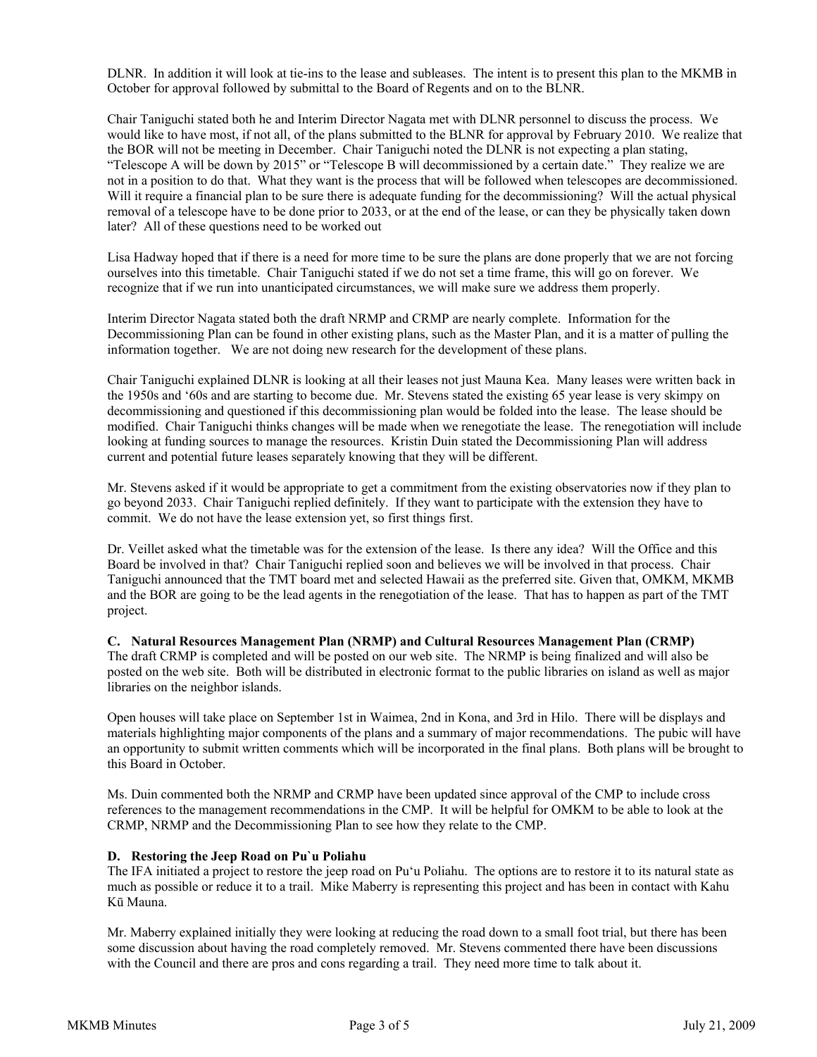DLNR. In addition it will look at tie-ins to the lease and subleases. The intent is to present this plan to the MKMB in October for approval followed by submittal to the Board of Regents and on to the BLNR.

Chair Taniguchi stated both he and Interim Director Nagata met with DLNR personnel to discuss the process. We would like to have most, if not all, of the plans submitted to the BLNR for approval by February 2010. We realize that the BOR will not be meeting in December. Chair Taniguchi noted the DLNR is not expecting a plan stating, "Telescope A will be down by 2015" or "Telescope B will decommissioned by a certain date." They realize we are not in a position to do that. What they want is the process that will be followed when telescopes are decommissioned. Will it require a financial plan to be sure there is adequate funding for the decommissioning? Will the actual physical removal of a telescope have to be done prior to 2033, or at the end of the lease, or can they be physically taken down later? All of these questions need to be worked out

Lisa Hadway hoped that if there is a need for more time to be sure the plans are done properly that we are not forcing ourselves into this timetable. Chair Taniguchi stated if we do not set a time frame, this will go on forever. We recognize that if we run into unanticipated circumstances, we will make sure we address them properly.

Interim Director Nagata stated both the draft NRMP and CRMP are nearly complete. Information for the Decommissioning Plan can be found in other existing plans, such as the Master Plan, and it is a matter of pulling the information together. We are not doing new research for the development of these plans.

Chair Taniguchi explained DLNR is looking at all their leases not just Mauna Kea. Many leases were written back in the 1950s and '60s and are starting to become due. Mr. Stevens stated the existing 65 year lease is very skimpy on decommissioning and questioned if this decommissioning plan would be folded into the lease. The lease should be modified. Chair Taniguchi thinks changes will be made when we renegotiate the lease. The renegotiation will include looking at funding sources to manage the resources. Kristin Duin stated the Decommissioning Plan will address current and potential future leases separately knowing that they will be different.

Mr. Stevens asked if it would be appropriate to get a commitment from the existing observatories now if they plan to go beyond 2033. Chair Taniguchi replied definitely. If they want to participate with the extension they have to commit. We do not have the lease extension yet, so first things first.

Dr. Veillet asked what the timetable was for the extension of the lease. Is there any idea? Will the Office and this Board be involved in that? Chair Taniguchi replied soon and believes we will be involved in that process. Chair Taniguchi announced that the TMT board met and selected Hawaii as the preferred site. Given that, OMKM, MKMB and the BOR are going to be the lead agents in the renegotiation of the lease. That has to happen as part of the TMT project.

**C. Natural Resources Management Plan (NRMP) and Cultural Resources Management Plan (CRMP)**

The draft CRMP is completed and will be posted on our web site. The NRMP is being finalized and will also be posted on the web site. Both will be distributed in electronic format to the public libraries on island as well as major libraries on the neighbor islands.

Open houses will take place on September 1st in Waimea, 2nd in Kona, and 3rd in Hilo. There will be displays and materials highlighting major components of the plans and a summary of major recommendations. The pubic will have an opportunity to submit written comments which will be incorporated in the final plans. Both plans will be brought to this Board in October.

Ms. Duin commented both the NRMP and CRMP have been updated since approval of the CMP to include cross references to the management recommendations in the CMP. It will be helpful for OMKM to be able to look at the CRMP, NRMP and the Decommissioning Plan to see how they relate to the CMP.

**D. Restoring the Jeep Road on Pu`u Poliahu**

The IFA initiated a project to restore the jeep road on Pu'u Poliahu. The options are to restore it to its natural state as much as possible or reduce it to a trail. Mike Maberry is representing this project and has been in contact with Kahu Kū Mauna.

Mr. Maberry explained initially they were looking at reducing the road down to a small foot trial, but there has been some discussion about having the road completely removed. Mr. Stevens commented there have been discussions with the Council and there are pros and cons regarding a trail. They need more time to talk about it.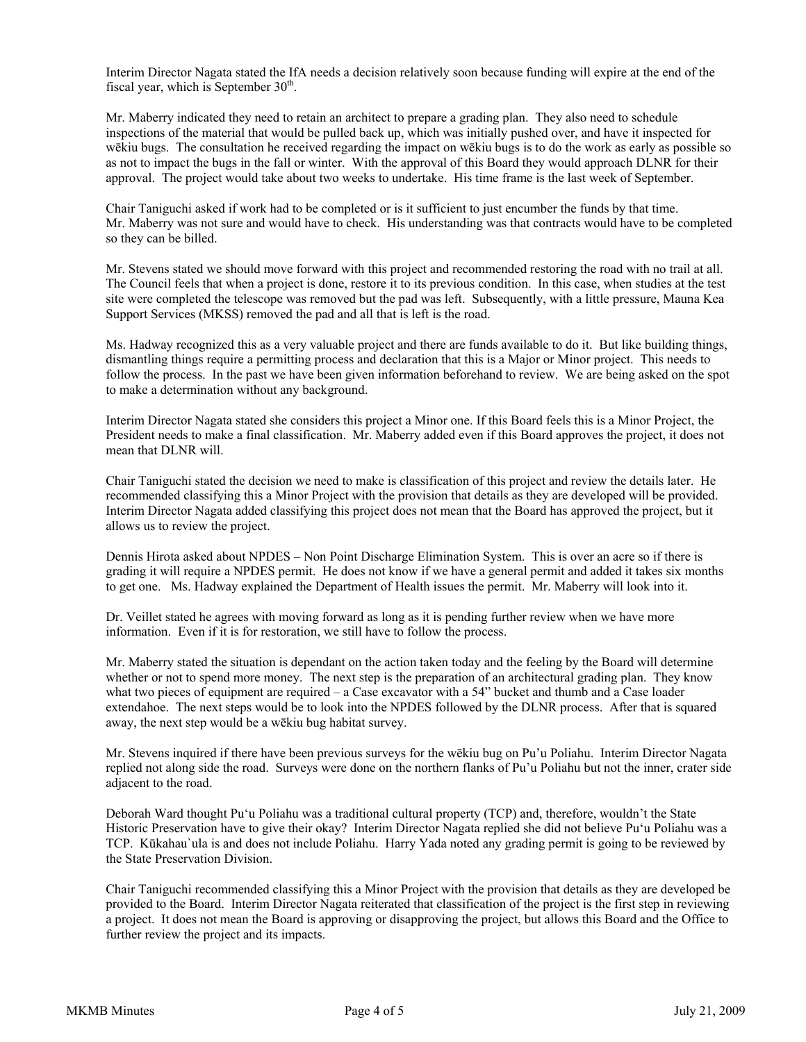Interim Director Nagata stated the IfA needs a decision relatively soon because funding will expire at the end of the fiscal year, which is September 30th.

Mr. Maberry indicated they need to retain an architect to prepare a grading plan. They also need to schedule inspections of the material that would be pulled back up, which was initially pushed over, and have it inspected for wēkiu bugs. The consultation he received regarding the impact on wēkiu bugs is to do the work as early as possible so as not to impact the bugs in the fall or winter. With the approval of this Board they would approach DLNR for their approval. The project would take about two weeks to undertake. His time frame is the last week of September.

Chair Taniguchi asked if work had to be completed or is it sufficient to just encumber the funds by that time. Mr. Maberry was not sure and would have to check. His understanding was that contracts would have to be completed so they can be billed.

Mr. Stevens stated we should move forward with this project and recommended restoring the road with no trail at all. The Council feels that when a project is done, restore it to its previous condition. In this case, when studies at the test site were completed the telescope was removed but the pad was left. Subsequently, with a little pressure, Mauna Kea Support Services (MKSS) removed the pad and all that is left is the road.

Ms. Hadway recognized this as a very valuable project and there are funds available to do it. But like building things, dismantling things require a permitting process and declaration that this is a Major or Minor project. This needs to follow the process. In the past we have been given information beforehand to review. We are being asked on the spot to make a determination without any background.

Interim Director Nagata stated she considers this project a Minor one. If this Board feels this is a Minor Project, the President needs to make a final classification. Mr. Maberry added even if this Board approves the project, it does not mean that DLNR will.

Chair Taniguchi stated the decision we need to make is classification of this project and review the details later. He recommended classifying this a Minor Project with the provision that details as they are developed will be provided. Interim Director Nagata added classifying this project does not mean that the Board has approved the project, but it allows us to review the project.

Dennis Hirota asked about NPDES – Non Point Discharge Elimination System. This is over an acre so if there is grading it will require a NPDES permit. He does not know if we have a general permit and added it takes six months to get one. Ms. Hadway explained the Department of Health issues the permit. Mr. Maberry will look into it.

Dr. Veillet stated he agrees with moving forward as long as it is pending further review when we have more information. Even if it is for restoration, we still have to follow the process.

Mr. Maberry stated the situation is dependant on the action taken today and the feeling by the Board will determine whether or not to spend more money. The next step is the preparation of an architectural grading plan. They know what two pieces of equipment are required – a Case excavator with a 54" bucket and thumb and a Case loader extendahoe. The next steps would be to look into the NPDES followed by the DLNR process. After that is squared away, the next step would be a wēkiu bug habitat survey.

Mr. Stevens inquired if there have been previous surveys for the wēkiu bug on Pu'u Poliahu. Interim Director Nagata replied not along side the road. Surveys were done on the northern flanks of Pu'u Poliahu but not the inner, crater side adjacent to the road.

Deborah Ward thought Pu'u Poliahu was a traditional cultural property (TCP) and, therefore, wouldn't the State Historic Preservation have to give their okay? Interim Director Nagata replied she did not believe Pu'u Poliahu was a TCP. Kūkahau`ula is and does not include Poliahu. Harry Yada noted any grading permit is going to be reviewed by the State Preservation Division.

Chair Taniguchi recommended classifying this a Minor Project with the provision that details as they are developed be provided to the Board. Interim Director Nagata reiterated that classification of the project is the first step in reviewing a project. It does not mean the Board is approving or disapproving the project, but allows this Board and the Office to further review the project and its impacts.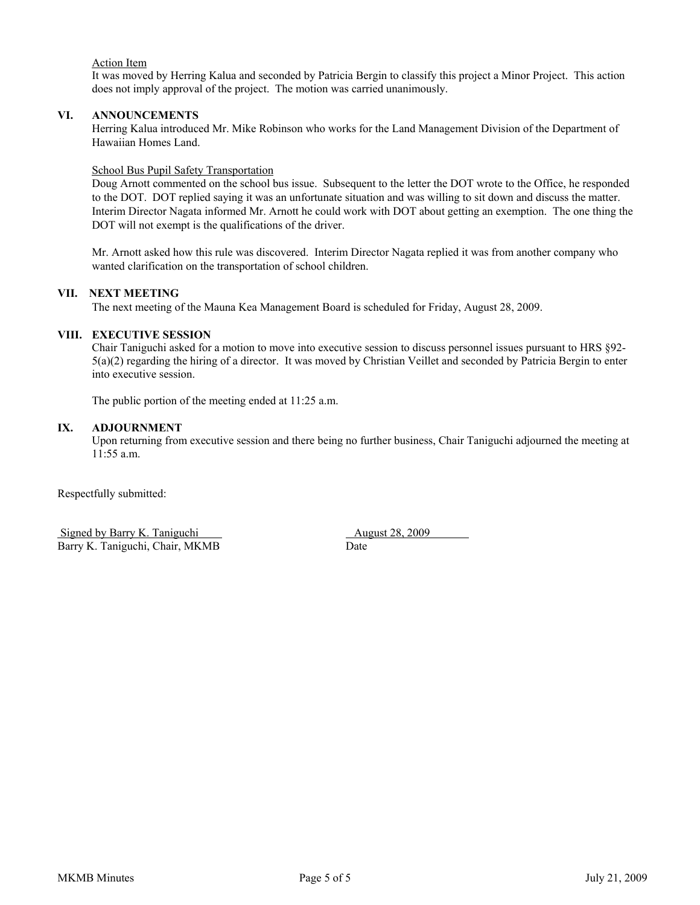Action Item

It was moved by Herring Kalua and seconded by Patricia Bergin to classify this project a Minor Project. This action does not imply approval of the project. The motion was carried unanimously.

## VI. ANNOUNCEMENTS

Herring Kalua introduced Mr. Mike Robinson who works for the Land Management Division of the Department of Hawaiian Homes Land.

School Bus Pupil Safety Transportation

Doug Arnott commented on the school bus issue. Subsequent to the letter the DOT wrote to the Office, he responded to the DOT. DOT replied saying it was an unfortunate situation and was willing to sit down and discuss the matter. Interim Director Nagata informed Mr. Arnott he could work with DOT about getting an exemption. The one thing the DOT will not exempt is the qualifications of the driver.

Mr. Arnott asked how this rule was discovered. Interim Director Nagata replied it was from another company who wanted clarification on the transportation of school children.

## VII. NEXT MEETING

The next meeting of the Mauna Kea Management Board is scheduled for Friday, August 28, 2009.

## VIII. EXECUTIVE SESSION

Chair Taniguchi asked for a motion to move into executive session to discuss personnel issues pursuant to HRS §92-5(a)(2) regarding the hiring of a director. It was moved by Christian Veillet and seconded by Patricia Bergin to enter into executive session.

The public portion of the meeting ended at 11:25 a.m.

## IX. ADJOURNMENT

Upon returning from executive session and there being no further business, Chair Taniguchi adjourned the meeting at 11:55 a.m.

Respectfully submitted:

| | |
|---|---|
| Signed by Barry K. Taniguchi | August 28, 2009 |
| Barry K. Taniguchi, Chair, MKMB | Date |